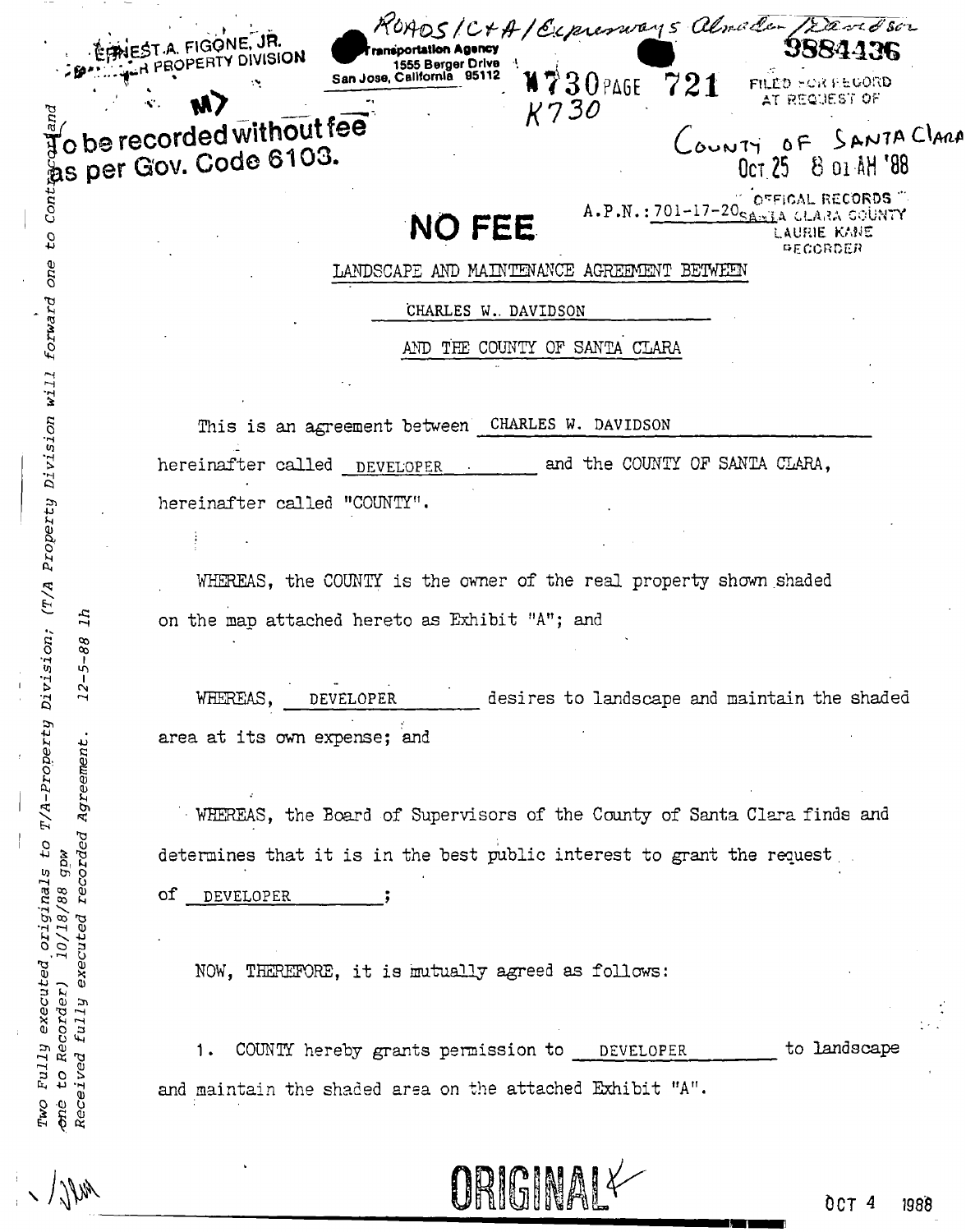ERNEST A. FIGONE, JR.
PROPERTY DIVISION

Transportation Agency
1555 Berger Drive
San Jose, California 95112

ROADS/C+A/Expressways Almaden/Davidson

9884436

M730 PAGE 721
K730

FILED FOR RECORD AT REQUEST OF
COUNTY OF SANTA CLARA
Oct 25 8 01 AM '88
OFFICIAL RECORDS SANTA CLARA COUNTY
LAURIE KANE
RECORDER

To be recorded without fee as per Gov. Code 6103.

A.P.N.: 701-17-20

**NO FEE**

LANDSCAPE AND MAINTENANCE AGREEMENT BETWEEN

CHARLES W. DAVIDSON

AND THE COUNTY OF SANTA CLARA

This is an agreement between CHARLES W. DAVIDSON hereinafter called DEVELOPER and the COUNTY OF SANTA CLARA, hereinafter called "COUNTY".

WHEREAS, the COUNTY is the owner of the real property shown shaded on the map attached hereto as Exhibit "A"; and

WHEREAS, DEVELOPER desires to landscape and maintain the shaded area at its own expense; and

WHEREAS, the Board of Supervisors of the County of Santa Clara finds and determines that it is in the best public interest to grant the request of DEVELOPER;

NOW, THEREFORE, it is mutually agreed as follows:

1. COUNTY hereby grants permission to DEVELOPER to landscape and maintain the shaded area on the attached Exhibit "A".

*Two Fully executed originals to T/A-Property Division; (T/A Property Division will forward one to Contractor and one to Recorder) 10/18/88 gpw*
*Received fully executed recorded Agreement. 12-5-88 lh*

ORIGINAL

OCT 4 1988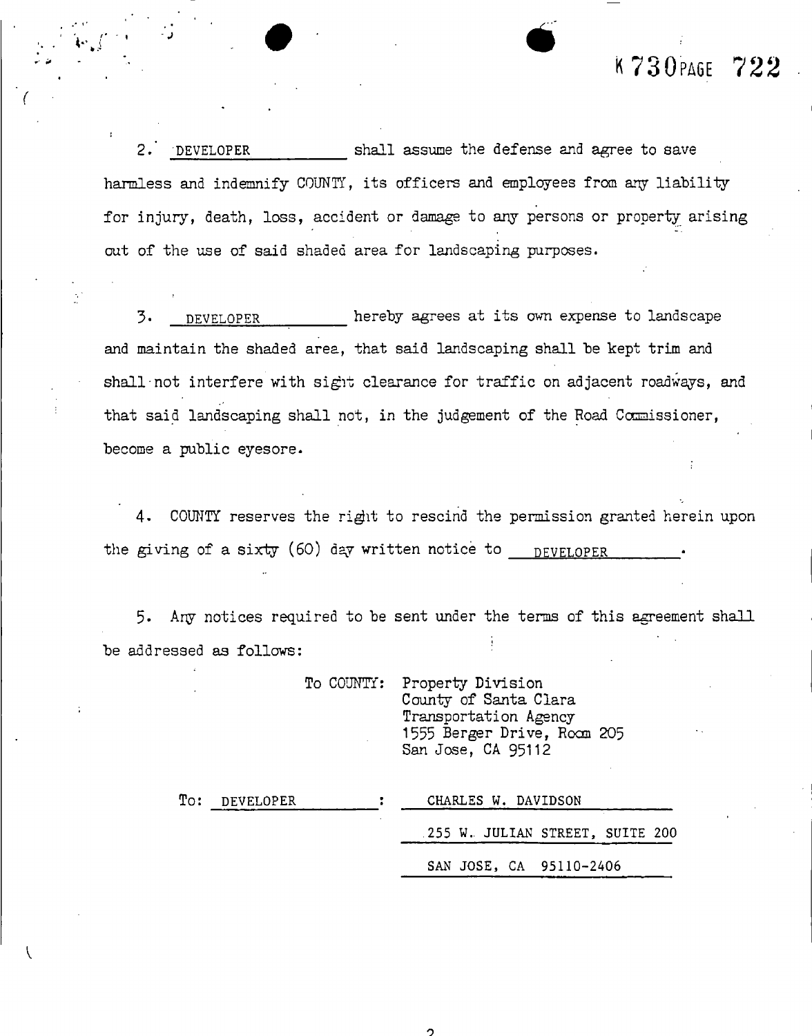2. DEVELOPER shall assume the defense and agree to save harmless and indemnify COUNTY, its officers and employees from any liability for injury, death, loss, accident or damage to any persons or property arising out of the use of said shaded area for landscaping purposes.

3. DEVELOPER hereby agrees at its own expense to landscape and maintain the shaded area, that said landscaping shall be kept trim and shall not interfere with sight clearance for traffic on adjacent roadways, and that said landscaping shall not, in the judgement of the Road Commissioner, become a public eyesore.

4. COUNTY reserves the right to rescind the permission granted herein upon the giving of a sixty (60) day written notice to DEVELOPER.

5. Any notices required to be sent under the terms of this agreement shall be addressed as follows:

To COUNTY: Property Division
County of Santa Clara
Transportation Agency
1555 Berger Drive, Room 205
San Jose, CA 95112

To: DEVELOPER : CHARLES W. DAVIDSON
255 W. JULIAN STREET, SUITE 200
SAN JOSE, CA 95110-2406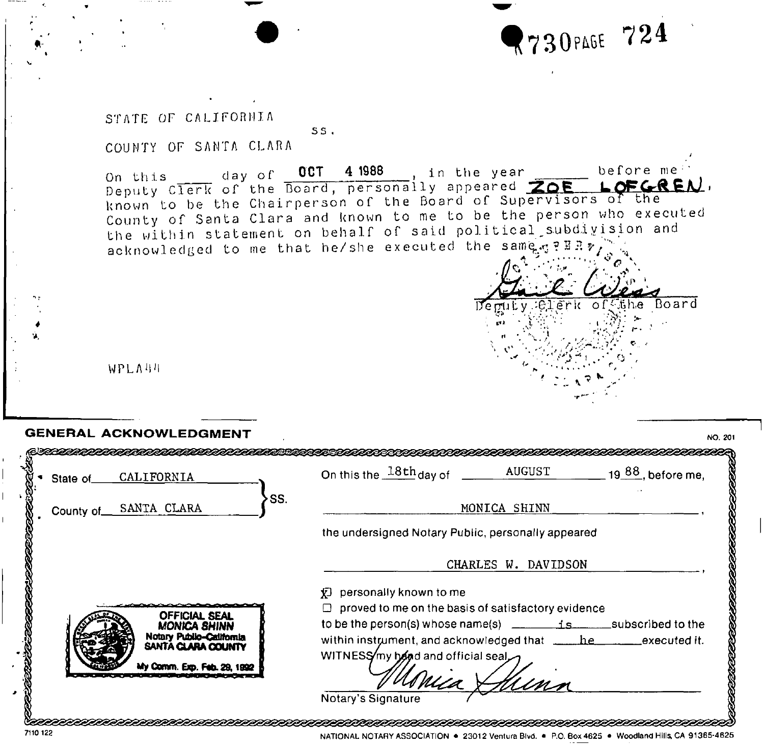730 PAGE 724

STATE OF CALIFORNIA

ss.

COUNTY OF SANTA CLARA

On this ____ day of OCT 4 1988, in the year ______ before me Deputy Clerk of the Board, personally appeared ZOE LOFGREN, known to be the Chairperson of the Board of Supervisors of the County of Santa Clara and known to me to be the person who executed the within statement on behalf of said political subdivision and acknowledged to me that he/she executed the same.

Gail Weiss
Deputy Clerk of the Board

WPLA44

## GENERAL ACKNOWLEDGMENT

NO. 201

State of CALIFORNIA

County of SANTA CLARA

SS.

On this the 18th day of AUGUST 19 88, before me,

MONICA SHINN

the undersigned Notary Public, personally appeared

CHARLES W. DAVIDSON

☒ personally known to me

☐ proved to me on the basis of satisfactory evidence

to be the person(s) whose name(s) is subscribed to the within instrument, and acknowledged that he executed it.

WITNESS my hand and official seal.

OFFICIAL SEAL
MONICA SHINN
Notary Public-California
SANTA CLARA COUNTY
My Comm. Exp. Feb. 29, 1992

Monica Shinn
Notary's Signature

7110 122

NATIONAL NOTARY ASSOCIATION • 23012 Ventura Blvd. • P.O. Box 4625 • Woodland Hills, CA 91365-4625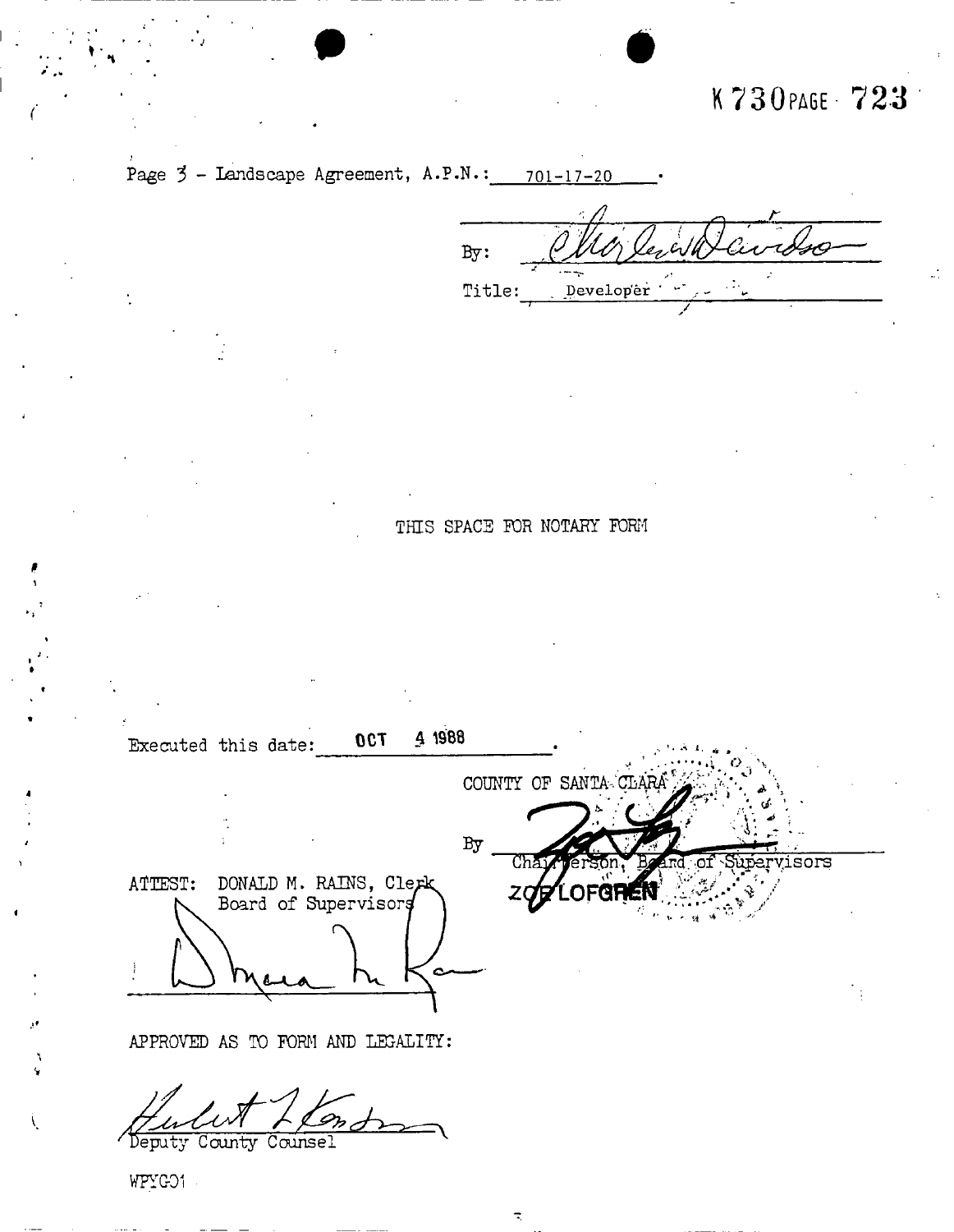K 730 PAGE 723

Page 3 - Landscape Agreement, A.P.N.: 701-17-20.

By: _______________

Title: Developer

THIS SPACE FOR NOTARY FORM

Executed this date: OCT 4 1988.

COUNTY OF SANTA CLARA

By _______________
Chairperson, Board of Supervisors
ZOE LOFGREN

ATTEST: DONALD M. RAINS, Clerk
Board of Supervisors

_______________

APPROVED AS TO FORM AND LEGALITY:

_______________
Deputy County Counsel

WPYGO1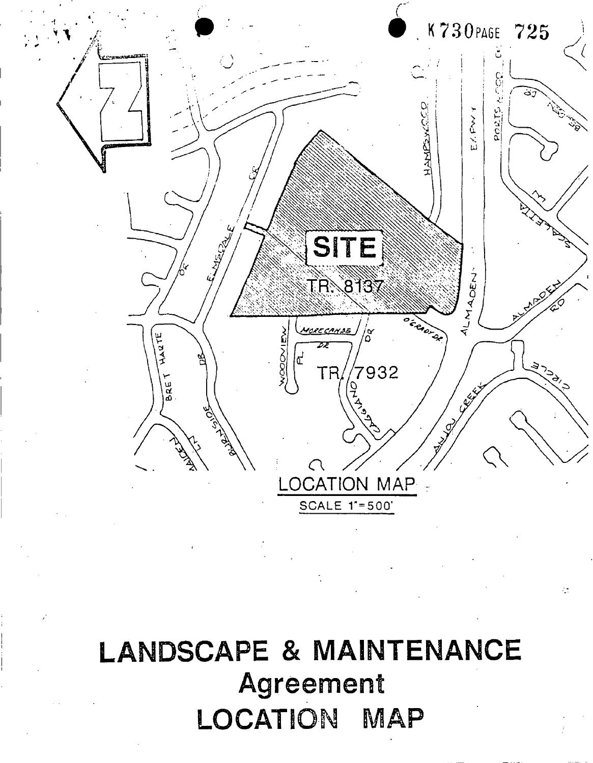K730 PAGE 725

SITE

TR. 8137

TR. 7932

LOCATION MAP

SCALE 1"=500'

# LANDSCAPE & MAINTENANCE
## Agreement
## LOCATION MAP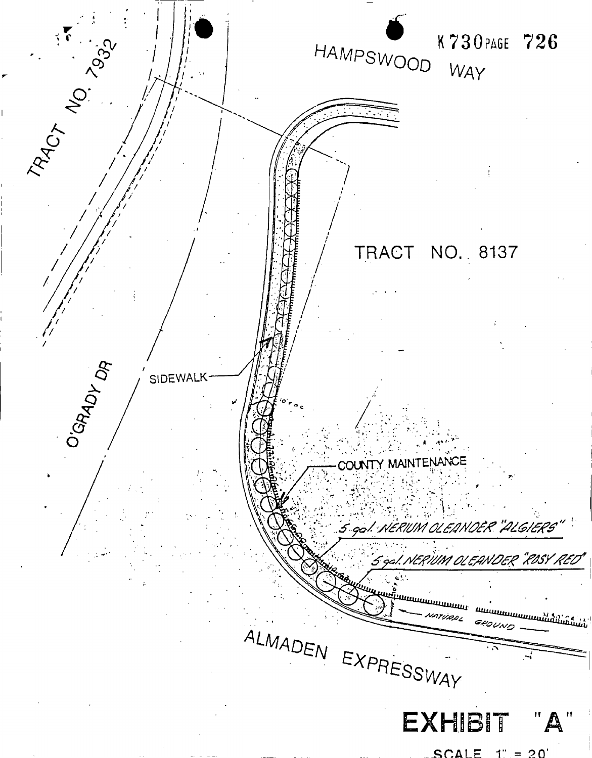K730PAGE 726

HAMPSWOOD WAY

TRACT NO. 7932

TRACT NO. 8137

O'GRADY DR

SIDEWALK

COUNTY MAINTENANCE

5 gal. NERIUM OLEANDER "ALGIERS"

5 gal. NERIUM OLEANDER "ROSY RED"

NATURAL GROUND

ALMADEN EXPRESSWAY

# EXHIBIT "A"

SCALE 1" = 20'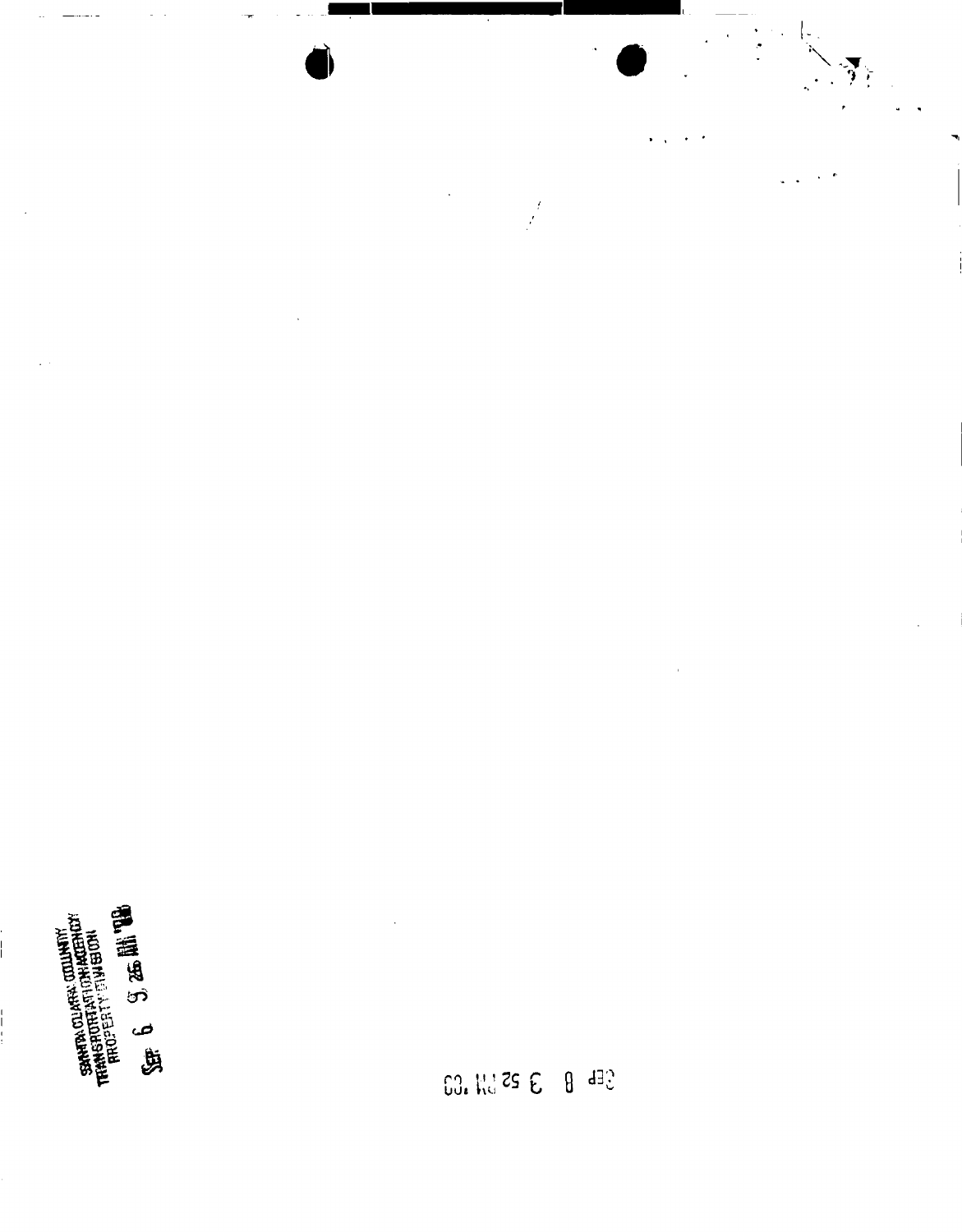SANTA CLARA COUNTY
TRANSPORTATION AGENCY
PROPERTY DIVISION

Sep 6 9 26 AM '03

Sep 8 3 52 PM '03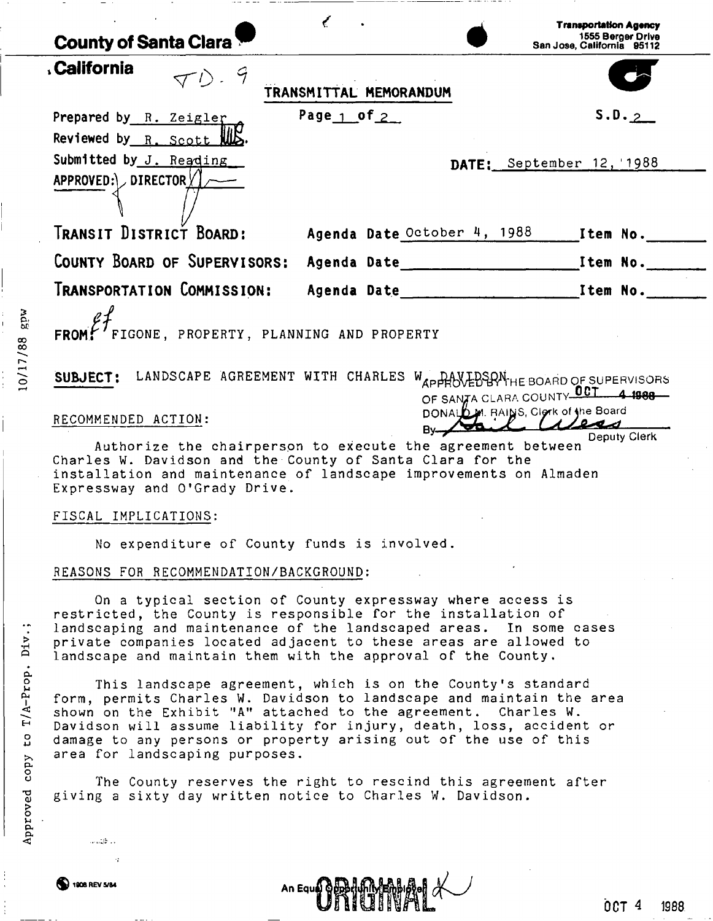**County of Santa Clara**

**California**

TD-9

Transportation Agency
1555 Berger Drive
San Jose, California 95112

**TRANSMITTAL MEMORANDUM**

Prepared by R. Zeigler

Reviewed by R. Scott

Submitted by J. Reading

APPROVED: DIRECTOR

Page 1 of 2

S.D. 2

DATE: September 12, 1988

| | | |
|---|---|---|
| **TRANSIT DISTRICT BOARD:** | Agenda Date October 4, 1988 | Item No. |
| **COUNTY BOARD OF SUPERVISORS:** | Agenda Date | Item No. |
| **TRANSPORTATION COMMISSION:** | Agenda Date | Item No. |

**FROM:** FIGONE, PROPERTY, PLANNING AND PROPERTY

**SUBJECT:** LANDSCAPE AGREEMENT WITH CHARLES W. DAVIDSON

APPROVED BY THE BOARD OF SUPERVISORS OF SANTA CLARA COUNTY OCT 4 1988
DONALD M. RAINS, Clerk of the Board
By Deputy Clerk

RECOMMENDED ACTION:

Authorize the chairperson to execute the agreement between Charles W. Davidson and the County of Santa Clara for the installation and maintenance of landscape improvements on Almaden Expressway and O'Grady Drive.

FISCAL IMPLICATIONS:

No expenditure of County funds is involved.

REASONS FOR RECOMMENDATION/BACKGROUND:

On a typical section of County expressway where access is restricted, the County is responsible for the installation of landscaping and maintenance of the landscaped areas. In some cases private companies located adjacent to these areas are allowed to landscape and maintain them with the approval of the County.

This landscape agreement, which is on the County's standard form, permits Charles W. Davidson to landscape and maintain the area shown on the Exhibit "A" attached to the agreement. Charles W. Davidson will assume liability for injury, death, loss, accident or damage to any persons or property arising out of the use of this area for landscaping purposes.

The County reserves the right to rescind this agreement after giving a sixty day written notice to Charles W. Davidson.

10/17/88 gpw

Approved copy to T/A-Prop. Div.;

1906 REV 5/84

An Equal Opportunity Employer

ORIGINAL

OCT 4 1988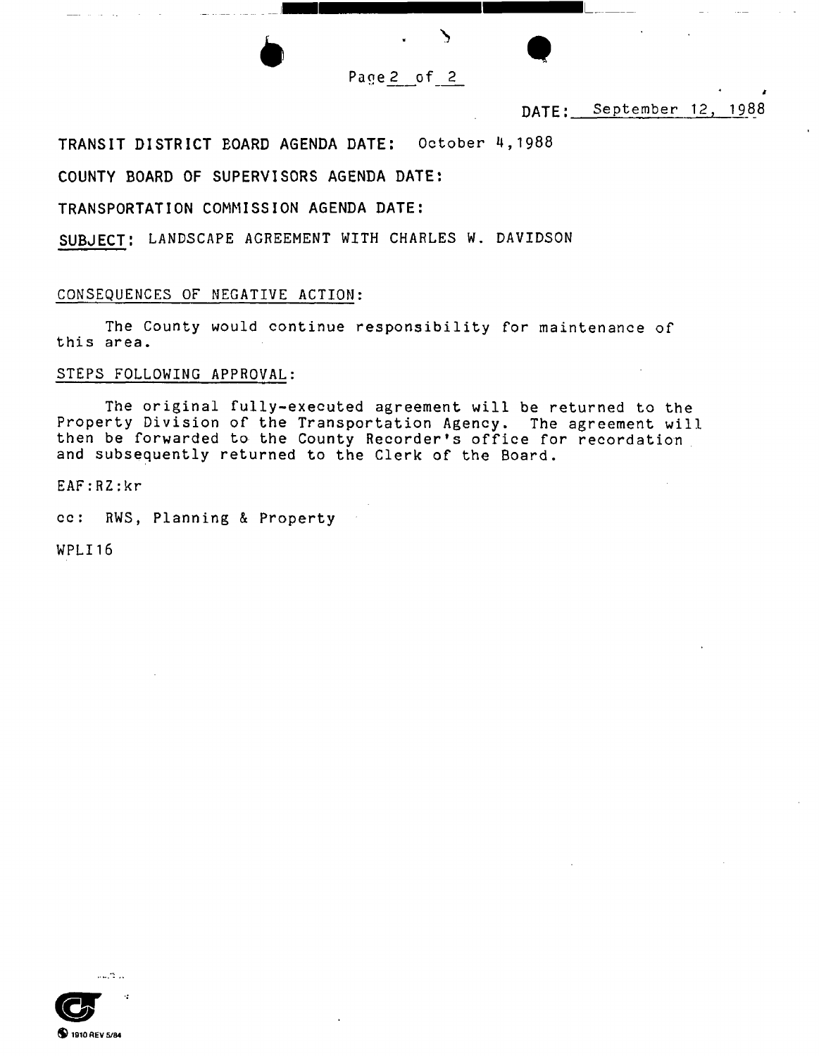DATE: September 12, 1988

**TRANSIT DISTRICT BOARD AGENDA DATE:** October 4,1988

**COUNTY BOARD OF SUPERVISORS AGENDA DATE:**

**TRANSPORTATION COMMISSION AGENDA DATE:**

**SUBJECT:** LANDSCAPE AGREEMENT WITH CHARLES W. DAVIDSON

CONSEQUENCES OF NEGATIVE ACTION:

The County would continue responsibility for maintenance of this area.

STEPS FOLLOWING APPROVAL:

The original fully-executed agreement will be returned to the Property Division of the Transportation Agency. The agreement will then be forwarded to the County Recorder's office for recordation and subsequently returned to the Clerk of the Board.

EAF:RZ:kr

cc: RWS, Planning & Property

WPLI16

1910 REV 5/84